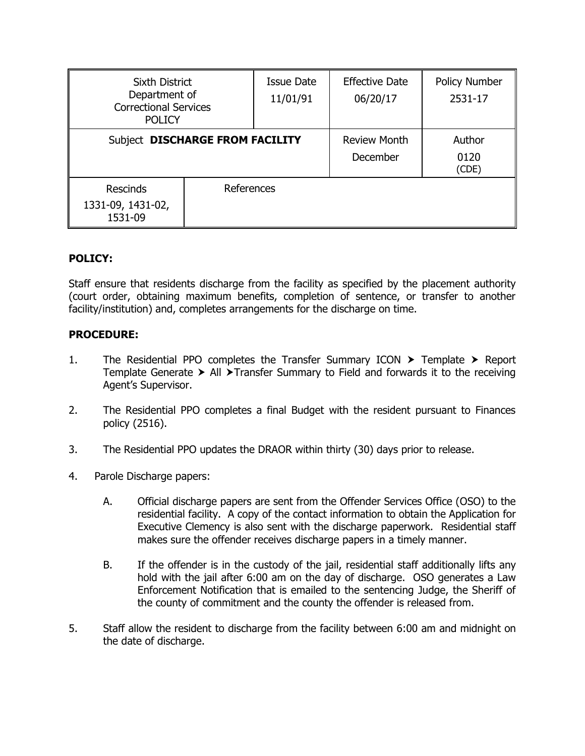| Sixth District Department of Correctional Services POLICY | | Issue Date 11/01/91 | Effective Date 06/20/17 | Policy Number 2531-17 |
|---|---|---|---|---|
| Subject **DISCHARGE FROM FACILITY** | | | Review Month December | Author 0120 (CDE) |
| Rescinds 1331-09, 1431-02, 1531-09 | References | | | |

**POLICY:**

Staff ensure that residents discharge from the facility as specified by the placement authority (court order, obtaining maximum benefits, completion of sentence, or transfer to another facility/institution) and, completes arrangements for the discharge on time.

**PROCEDURE:**

1. The Residential PPO completes the Transfer Summary ICON ➤ Template ➤ Report Template Generate ➤ All ➤Transfer Summary to Field and forwards it to the receiving Agent's Supervisor.

2. The Residential PPO completes a final Budget with the resident pursuant to Finances policy (2516).

3. The Residential PPO updates the DRAOR within thirty (30) days prior to release.

4. Parole Discharge papers:

   A. Official discharge papers are sent from the Offender Services Office (OSO) to the residential facility. A copy of the contact information to obtain the Application for Executive Clemency is also sent with the discharge paperwork. Residential staff makes sure the offender receives discharge papers in a timely manner.

   B. If the offender is in the custody of the jail, residential staff additionally lifts any hold with the jail after 6:00 am on the day of discharge. OSO generates a Law Enforcement Notification that is emailed to the sentencing Judge, the Sheriff of the county of commitment and the county the offender is released from.

5. Staff allow the resident to discharge from the facility between 6:00 am and midnight on the date of discharge.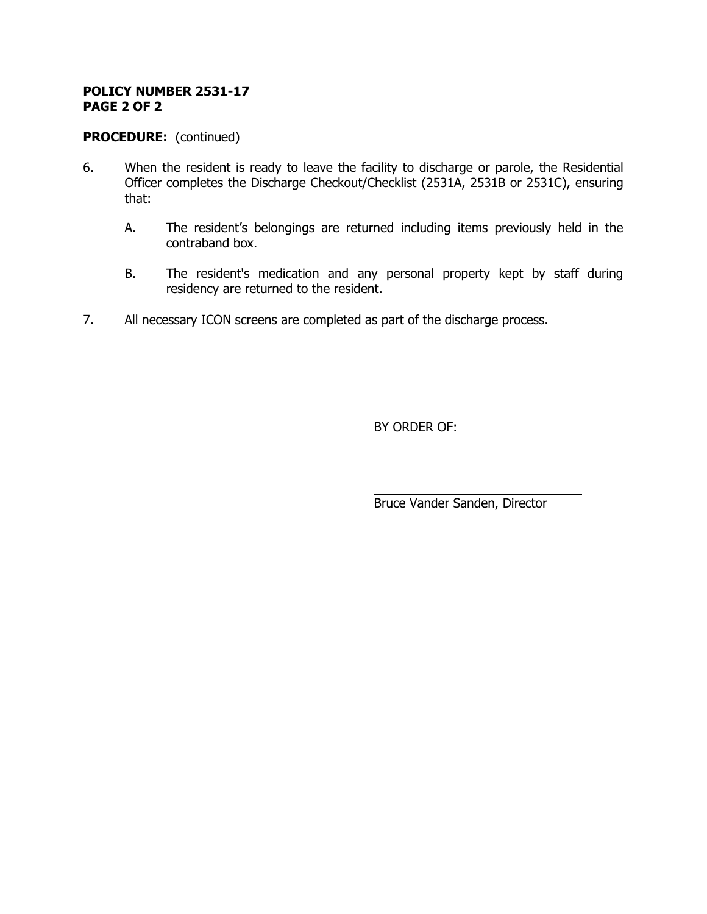**POLICY NUMBER 2531-17**

**PROCEDURE:** (continued)

6. When the resident is ready to leave the facility to discharge or parole, the Residential Officer completes the Discharge Checkout/Checklist (2531A, 2531B or 2531C), ensuring that:

   A. The resident's belongings are returned including items previously held in the contraband box.

   B. The resident's medication and any personal property kept by staff during residency are returned to the resident.

7. All necessary ICON screens are completed as part of the discharge process.

BY ORDER OF:

Bruce Vander Sanden, Director